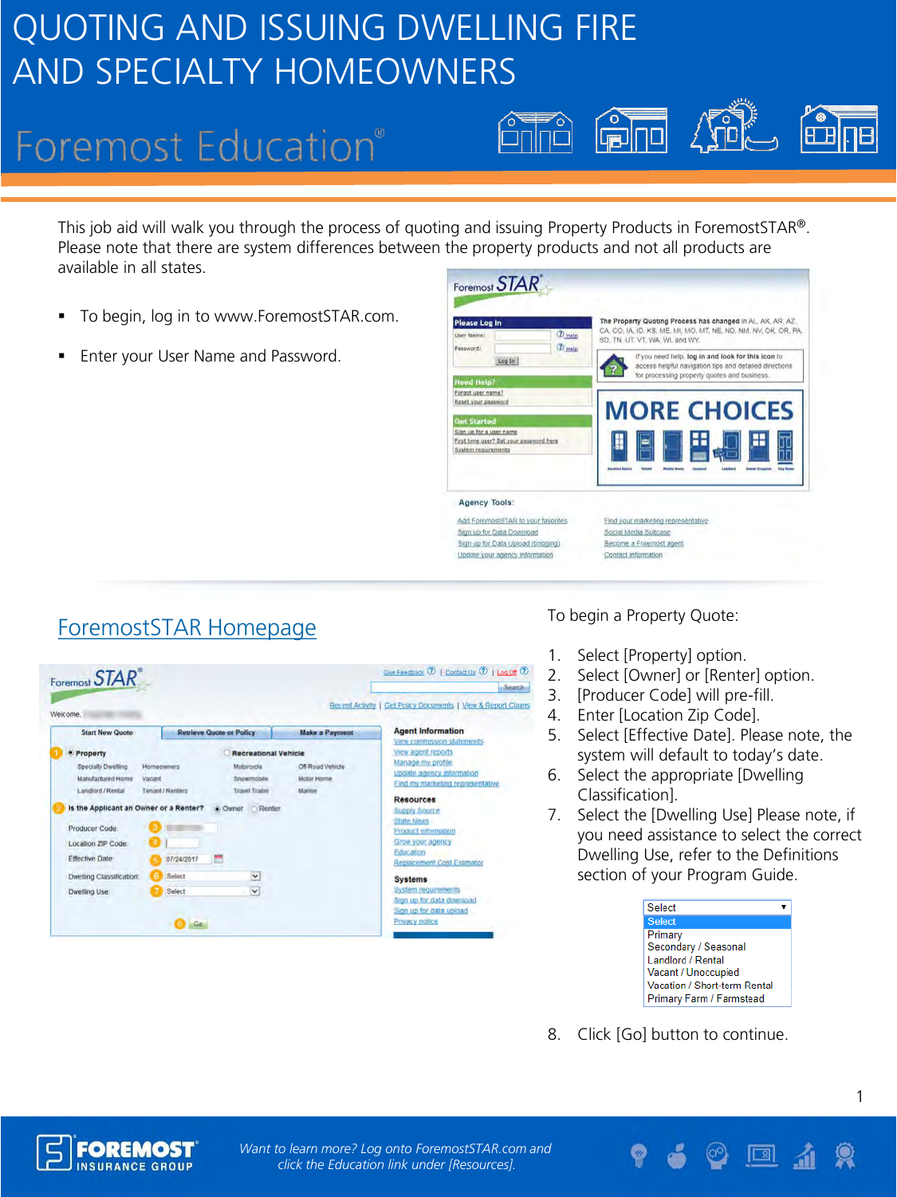# QUOTING AND ISSUING DWELLING FIRE AND SPECIALTY HOMEOWNERS

Foremost Education®

This job aid will walk you through the process of quoting and issuing Property Products in ForemostSTAR®. Please note that there are system differences between the property products and not all products are available in all states.

- To begin, log in to www.ForemostSTAR.com.
- Enter your User Name and Password.

## ForemostSTAR Homepage

To begin a Property Quote:

1. Select [Property] option.
2. Select [Owner] or [Renter] option.
3. [Producer Code] will pre-fill.
4. Enter [Location Zip Code].
5. Select [Effective Date]. Please note, the system will default to today's date.
6. Select the appropriate [Dwelling Classification].
7. Select the [Dwelling Use] Please note, if you need assistance to select the correct Dwelling Use, refer to the Definitions section of your Program Guide.
8. Click [Go] button to continue.

*Want to learn more? Log onto ForemostSTAR.com and click the Education link under [Resources].*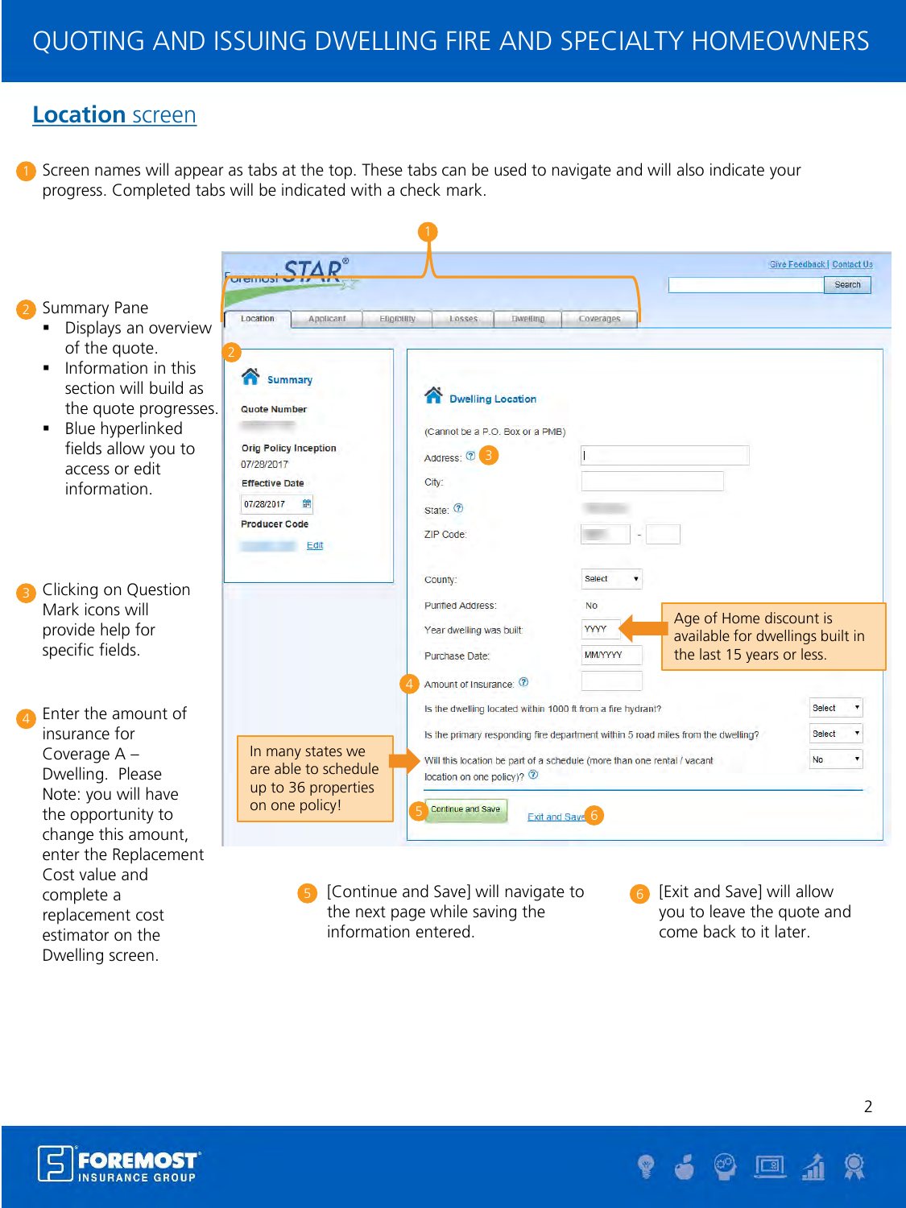## Location screen

1. Screen names will appear as tabs at the top. These tabs can be used to navigate and will also indicate your progress. Completed tabs will be indicated with a check mark.

2. Summary Pane
   - Displays an overview of the quote.
   - Information in this section will build as the quote progresses.
   - Blue hyperlinked fields allow you to access or edit information.

3. Clicking on Question Mark icons will provide help for specific fields.

4. Enter the amount of insurance for Coverage A – Dwelling. Please Note: you will have the opportunity to change this amount, enter the Replacement Cost value and complete a replacement cost estimator on the Dwelling screen.

Foremost STAR®

Give Feedback | Contact Us

Search

Location | Applicant | Eligibility | Losses | Dwelling | Coverages

**Summary**

Quote Number

Orig Policy Inception
07/28/2017

Effective Date
07/28/2017

Producer Code

Edit

In many states we are able to schedule up to 36 properties on one policy!

**Dwelling Location**

(Cannot be a P.O. Box or a PMB)

Address:

City:

State:

ZIP Code:

County: Select

Purified Address: No

Year dwelling was built: YYYY

Purchase Date: MM/YYYY

Amount of Insurance:

Age of Home discount is available for dwellings built in the last 15 years or less.

Is the dwelling located within 1000 ft from a fire hydrant? Select

Is the primary responding fire department within 5 road miles from the dwelling? Select

Will this location be part of a schedule (more than one rental / vacant location on one policy)? No

Continue and Save

Exit and Save

5. [Continue and Save] will navigate to the next page while saving the information entered.

6. [Exit and Save] will allow you to leave the quote and come back to it later.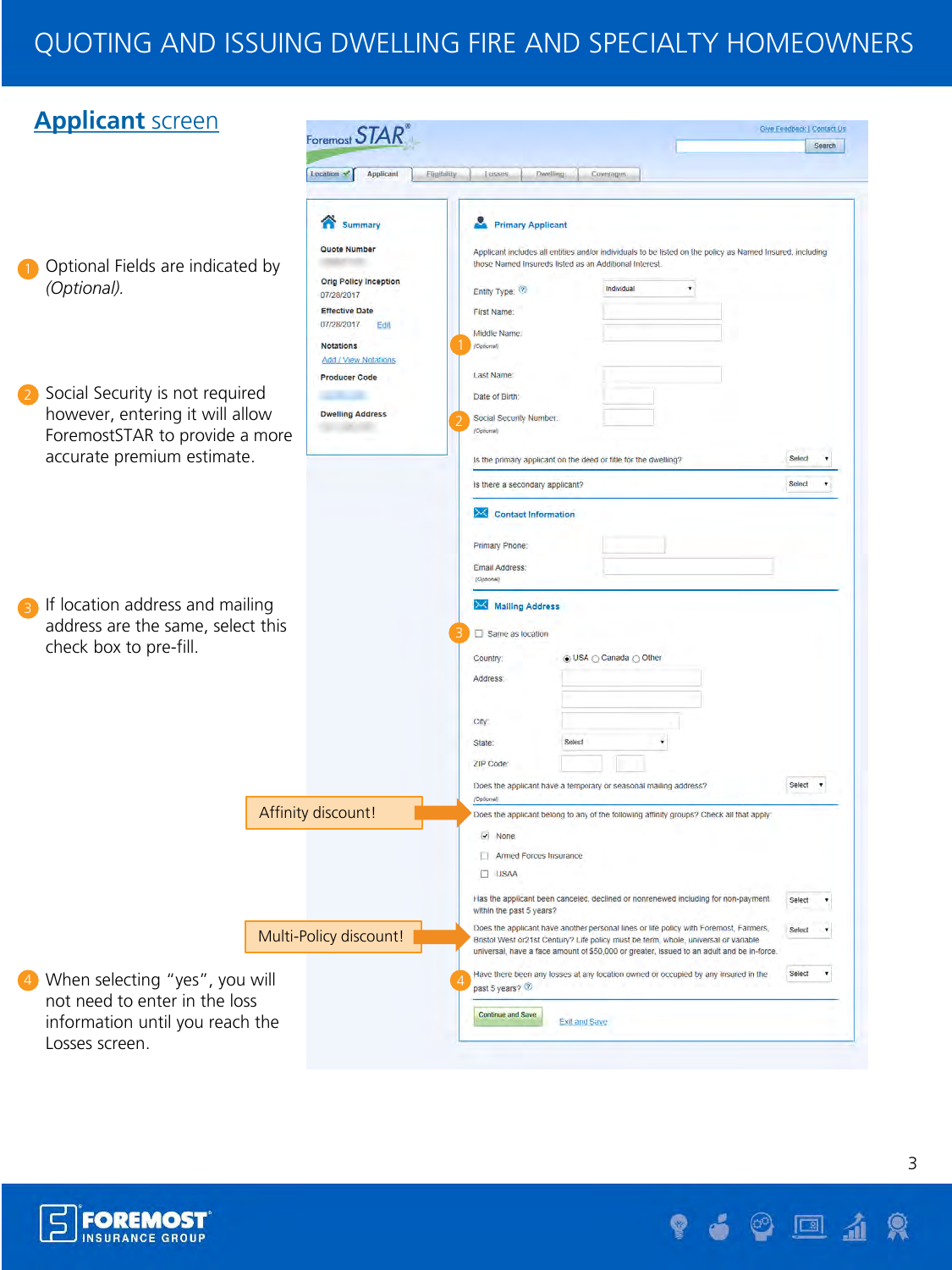# QUOTING AND ISSUING DWELLING FIRE AND SPECIALTY HOMEOWNERS

## Applicant screen

1. Optional Fields are indicated by *(Optional)*.

2. Social Security is not required however, entering it will allow ForemostSTAR to provide a more accurate premium estimate.

3. If location address and mailing address are the same, select this check box to pre-fill.

4. When selecting "yes", you will not need to enter in the loss information until you reach the Losses screen.

Affinity discount!

Multi-Policy discount!

Foremost STAR

Give Feedback | Contact Us

Search

Location | Applicant | Eligibility | Losses | Dwelling | Coverages

**Summary**

Quote Number

Orig Policy Inception
07/28/2017

Effective Date
07/28/2017 Edit

Notations
Add / View Notations

Producer Code

Dwelling Address

**Primary Applicant**

Applicant includes all entities and/or individuals to be listed on the policy as Named Insured, including those Named Insureds listed as an Additional Interest.

Entity Type: Individual

First Name:

Middle Name: (Optional)

Last Name:

Date of Birth:

Social Security Number: (Optional)

Is the primary applicant on the deed or title for the dwelling? Select

Is there a secondary applicant? Select

**Contact Information**

Primary Phone:

Email Address: (Optional)

**Mailing Address**

☐ Same as location

Country: ◉ USA ○ Canada ○ Other

Address:

City:

State: Select

ZIP Code:

Does the applicant have a temporary or seasonal mailing address? (Optional) Select

Does the applicant belong to any of the following affinity groups? Check all that apply:

☑ None

☐ Armed Forces Insurance

☐ USAA

Has the applicant been canceled, declined or nonrenewed including for non-payment within the past 5 years? Select

Does the applicant have another personal lines or life policy with Foremost, Farmers, Bristol West or 21st Century? Life policy must be term, whole, universal or variable universal, have a face amount of $50,000 or greater, issued to an adult and be in-force. Select

Have there been any losses at any location owned or occupied by any insured in the past 5 years? Select

Continue and Save | Exit and Save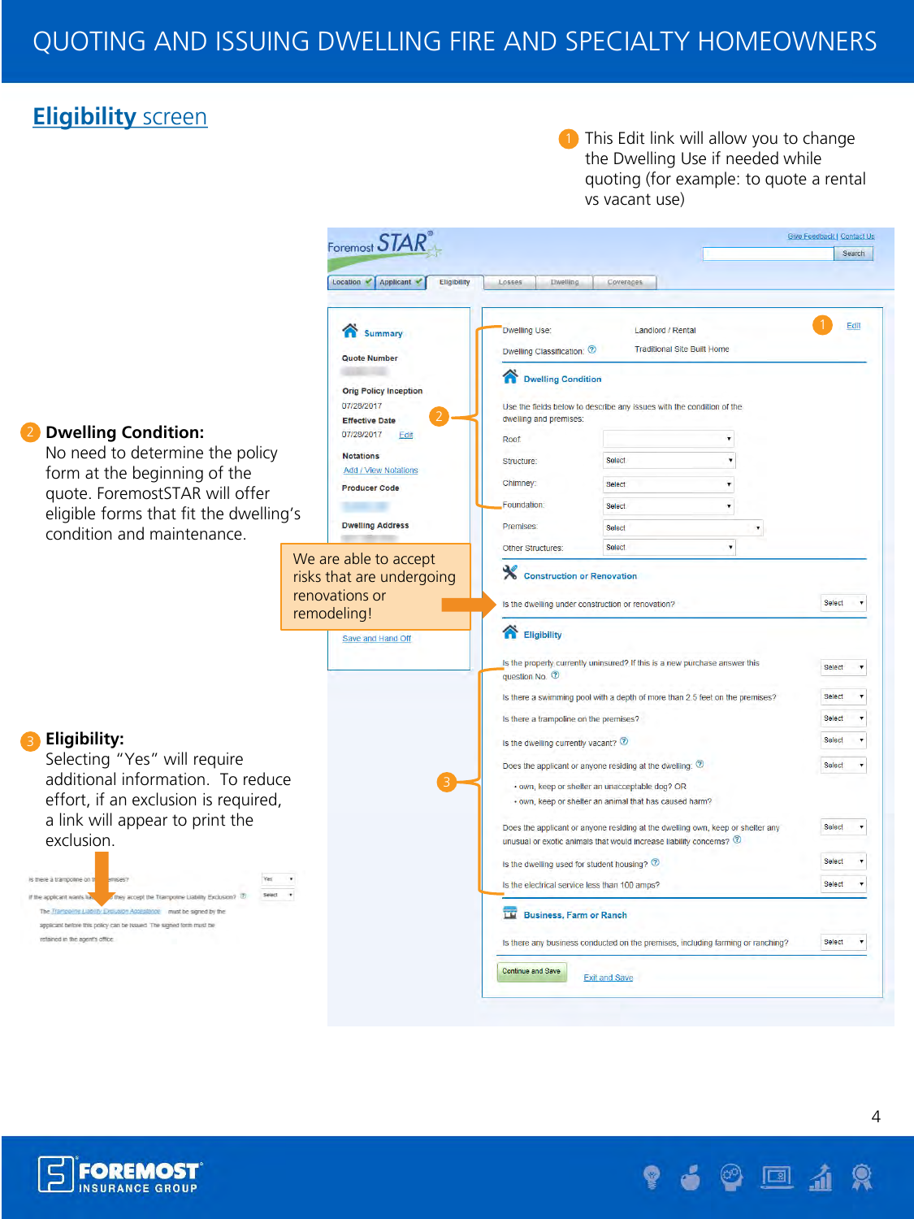## Eligibility screen

1. This Edit link will allow you to change the Dwelling Use if needed while quoting (for example: to quote a rental vs vacant use)

2. **Dwelling Condition:** No need to determine the policy form at the beginning of the quote. ForemostSTAR will offer eligible forms that fit the dwelling's condition and maintenance.

We are able to accept risks that are undergoing renovations or remodeling!

3. **Eligibility:** Selecting "Yes" will require additional information. To reduce effort, if an exclusion is required, a link will appear to print the exclusion.

---

Foremost STAR

Give Feedback | Contact Us

Search

Location | Applicant | Eligibility | Losses | Dwelling | Coverages

**Summary**

Quote Number

Orig Policy Inception
07/28/2017

Effective Date
07/28/2017 Edit

Notations
Add / View Notations

Producer Code

Dwelling Address

Save and Hand Off

---

Dwelling Use: Landlord / Rental — Edit

Dwelling Classification: Traditional Site Built Home

**Dwelling Condition**

Use the fields below to describe any issues with the condition of the dwelling and premises:

- Roof:
- Structure: Select
- Chimney: Select
- Foundation: Select
- Premises: Select
- Other Structures: Select

**Construction or Renovation**

Is the dwelling under construction or renovation? Select

**Eligibility**

- Is the property currently uninsured? If this is a new purchase answer this question No. — Select
- Is there a swimming pool with a depth of more than 2.5 feet on the premises? — Select
- Is there a trampoline on the premises? — Select
- Is the dwelling currently vacant? — Select
- Does the applicant or anyone residing at the dwelling: — Select
  - own, keep or shelter an unacceptable dog? OR
  - own, keep or shelter an animal that has caused harm?
- Does the applicant or anyone residing at the dwelling own, keep or shelter any unusual or exotic animals that would increase liability concerns? — Select
- Is the dwelling used for student housing? — Select
- Is the electrical service less than 100 amps? — Select

**Business, Farm or Ranch**

Is there any business conducted on the premises, including farming or ranching? Select

Continue and Save | Exit and Save

---

Is there a trampoline on the premises? — Yes

If the applicant wants liability coverage, will they accept the Trampoline Liability Exclusion? — Select

The Trampoline Liability Exclusion Acceptance must be signed by the applicant before this policy can be issued. The signed form must be retained in the agent's office.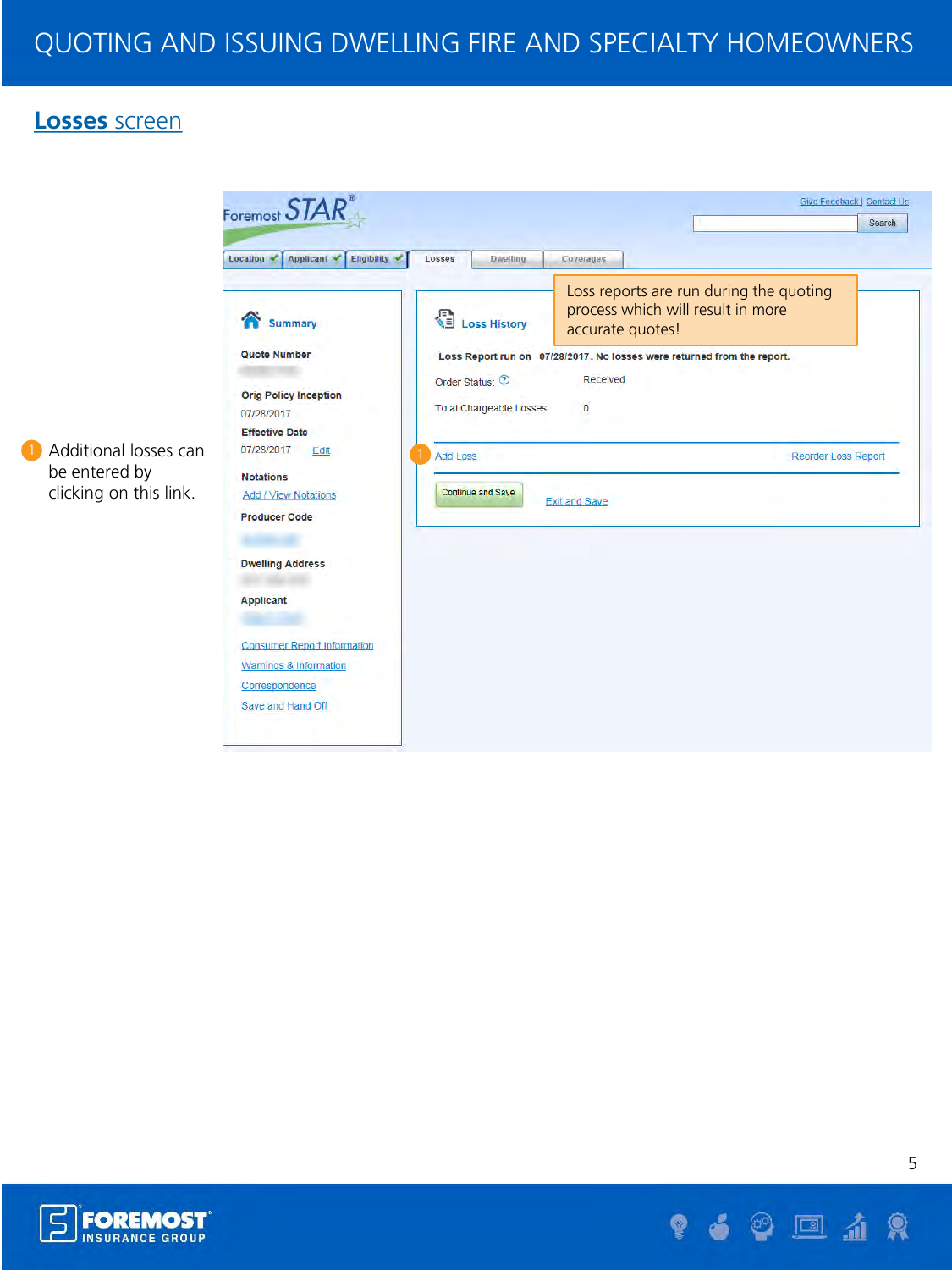## Losses screen

Loss reports are run during the quoting process which will result in more accurate quotes!

1. Additional losses can be entered by clicking on this link.

**Summary**

**Quote Number**

**Orig Policy Inception**
07/28/2017

**Effective Date**
07/28/2017 Edit

**Notations**
Add / View Notations

**Producer Code**

**Dwelling Address**

**Applicant**

Consumer Report Information
Warnings & Information
Correspondence
Save and Hand Off

**Loss History**

**Loss Report run on 07/28/2017. No losses were returned from the report.**

Order Status: Received

Total Chargeable Losses: 0

Add Loss | Reorder Loss Report

Continue and Save | Exit and Save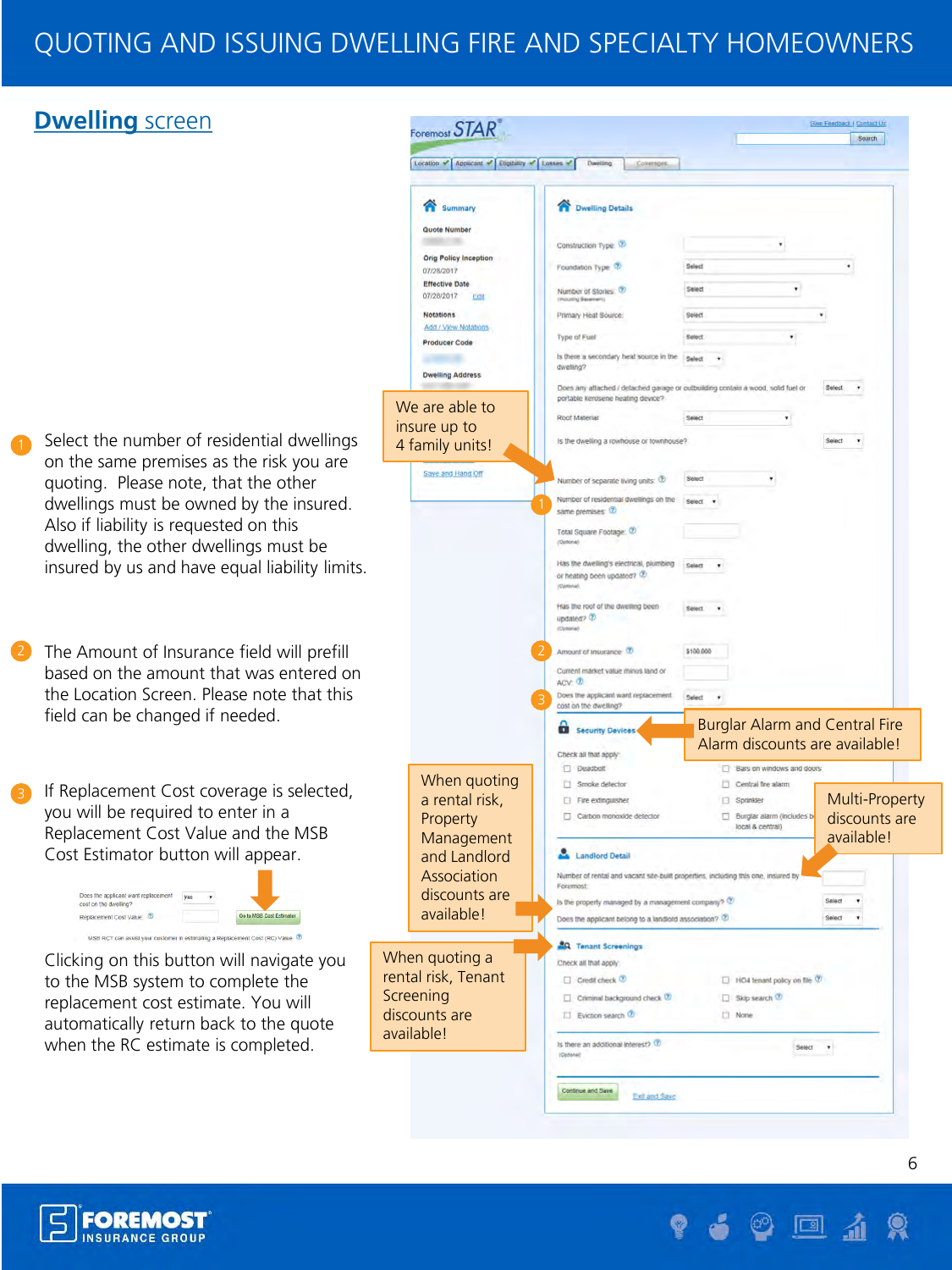# QUOTING AND ISSUING DWELLING FIRE AND SPECIALTY HOMEOWNERS

## Dwelling screen

1. Select the number of residential dwellings on the same premises as the risk you are quoting. Please note, that the other dwellings must be owned by the insured. Also if liability is requested on this dwelling, the other dwellings must be insured by us and have equal liability limits.

2. The Amount of Insurance field will prefill based on the amount that was entered on the Location Screen. Please note that this field can be changed if needed.

3. If Replacement Cost coverage is selected, you will be required to enter in a Replacement Cost Value and the MSB Cost Estimator button will appear.

Clicking on this button will navigate you to the MSB system to complete the replacement cost estimate. You will automatically return back to the quote when the RC estimate is completed.

We are able to insure up to 4 family units!

Burglar Alarm and Central Fire Alarm discounts are available!

Multi-Property discounts are available!

When quoting a rental risk, Property Management and Landlord Association discounts are available!

When quoting a rental risk, Tenant Screening discounts are available!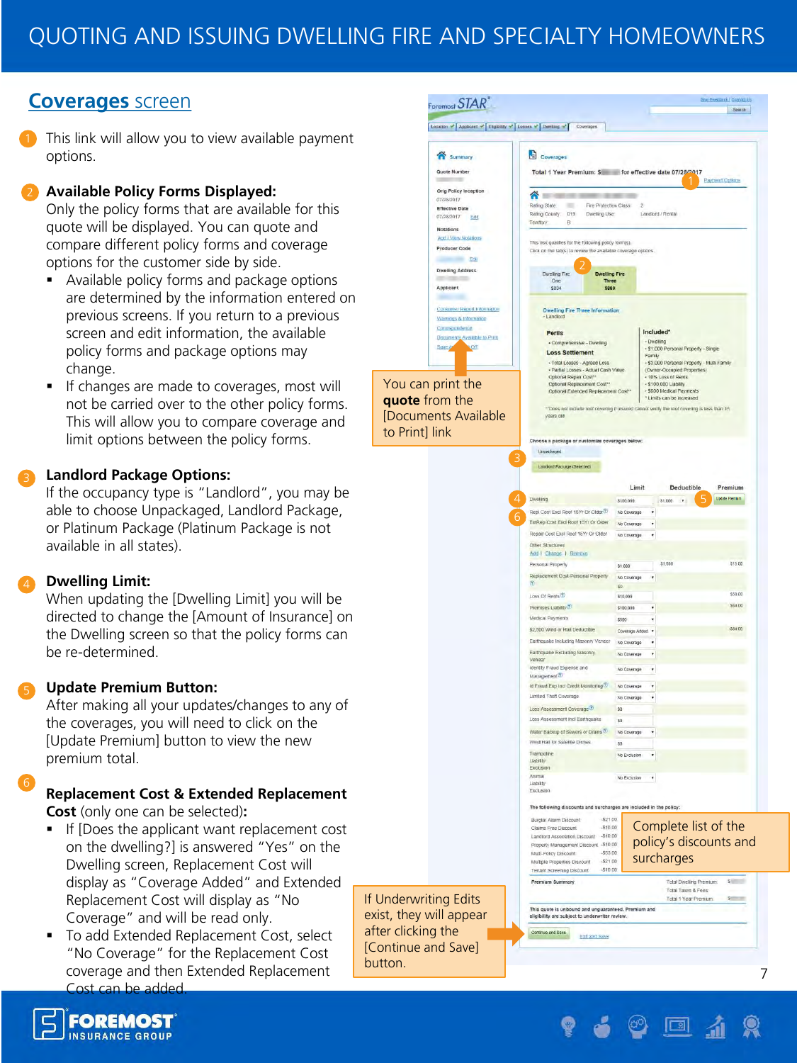## Coverages screen

1. This link will allow you to view available payment options.

2. **Available Policy Forms Displayed:**
Only the policy forms that are available for this quote will be displayed. You can quote and compare different policy forms and coverage options for the customer side by side.
   - Available policy forms and package options are determined by the information entered on previous screens. If you return to a previous screen and edit information, the available policy forms and package options may change.
   - If changes are made to coverages, most will not be carried over to the other policy forms. This will allow you to compare coverage and limit options between the policy forms.

3. **Landlord Package Options:**
If the occupancy type is “Landlord”, you may be able to choose Unpackaged, Landlord Package, or Platinum Package (Platinum Package is not available in all states).

4. **Dwelling Limit:**
When updating the [Dwelling Limit] you will be directed to change the [Amount of Insurance] on the Dwelling screen so that the policy forms can be re-determined.

5. **Update Premium Button:**
After making all your updates/changes to any of the coverages, you will need to click on the [Update Premium] button to view the new premium total.

6. **Replacement Cost & Extended Replacement Cost** (only one can be selected)**:**
   - If [Does the applicant want replacement cost on the dwelling?] is answered “Yes” on the Dwelling screen, Replacement Cost will display as “Coverage Added” and Extended Replacement Cost will display as “No Coverage” and will be read only.
   - To add Extended Replacement Cost, select “No Coverage” for the Replacement Cost coverage and then Extended Replacement Cost can be added.

You can print the **quote** from the [Documents Available to Print] link

Complete list of the policy’s discounts and surcharges

If Underwriting Edits exist, they will appear after clicking the [Continue and Save] button.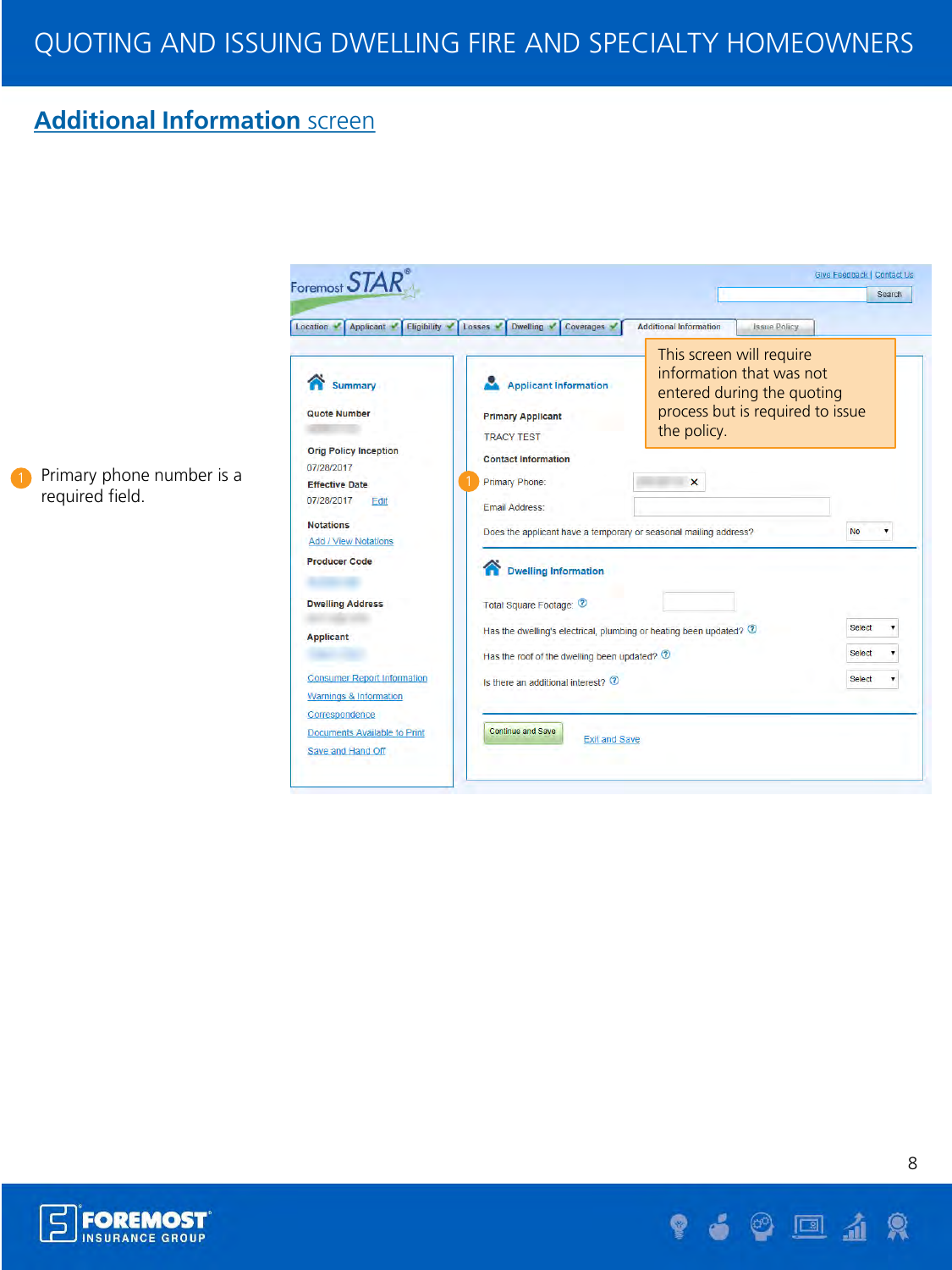## Additional Information screen

1. Primary phone number is a required field.

This screen will require information that was not entered during the quoting process but is required to issue the policy.

Foremost STAR®

Give Feedback | Contact Us

Search

Location | Applicant | Eligibility | Losses | Dwelling | Coverages | Additional Information | Issue Policy

**Summary**

**Quote Number**

**Orig Policy Inception**
07/28/2017

**Effective Date**
07/28/2017 Edit

**Notations**
Add / View Notations

**Producer Code**

**Dwelling Address**

**Applicant**

Consumer Report Information
Warnings & Information
Correspondence
Documents Available to Print
Save and Hand Off

**Applicant Information**

**Primary Applicant**
TRACY TEST

**Contact Information**

Primary Phone:

Email Address:

Does the applicant have a temporary or seasonal mailing address? No

**Dwelling Information**

Total Square Footage:

Has the dwelling's electrical, plumbing or heating been updated? Select

Has the roof of the dwelling been updated? Select

Is there an additional interest? Select

Continue and Save | Exit and Save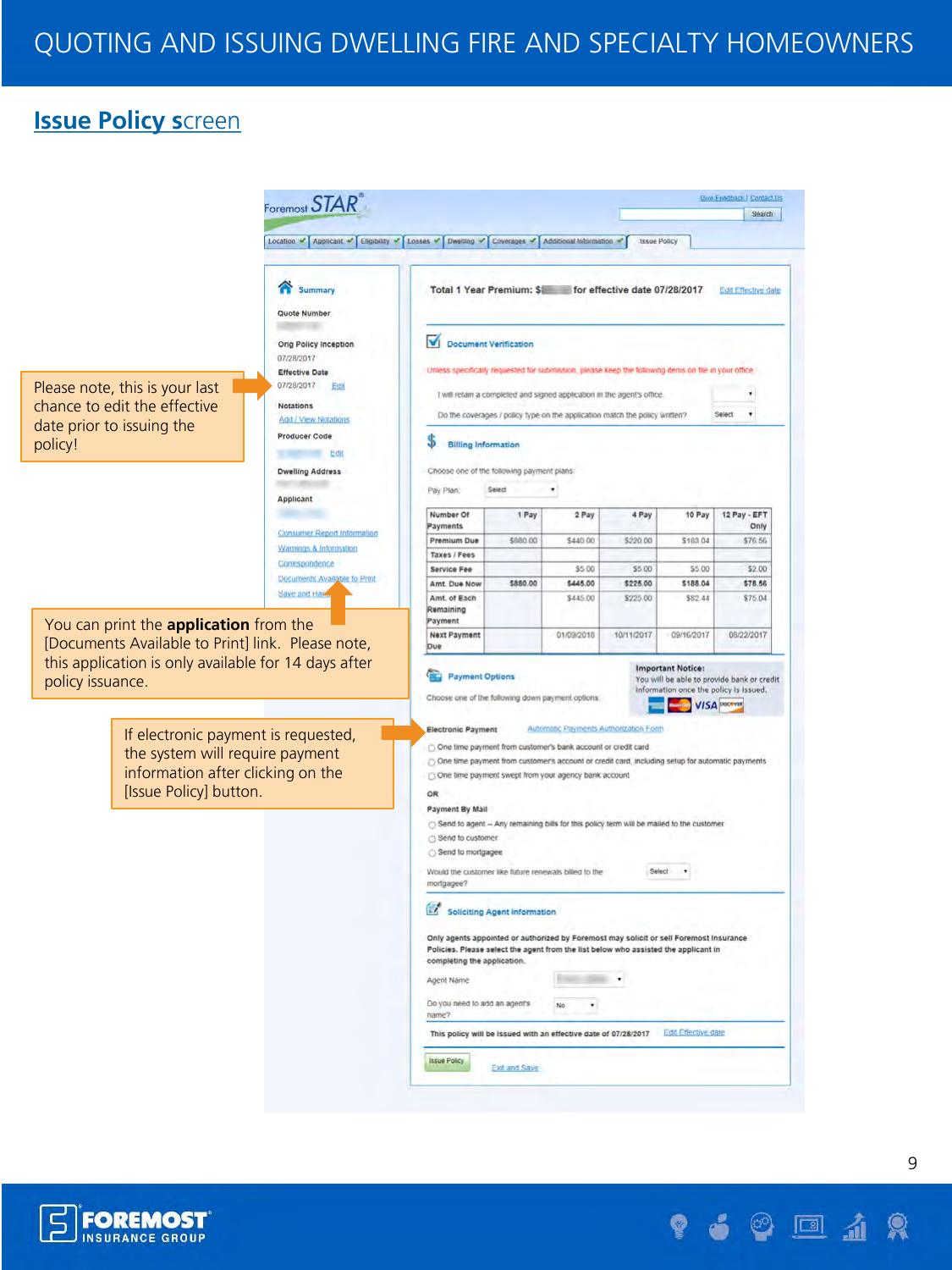## Issue Policy screen

Please note, this is your last chance to edit the effective date prior to issuing the policy!

You can print the **application** from the [Documents Available to Print] link. Please note, this application is only available for 14 days after policy issuance.

If electronic payment is requested, the system will require payment information after clicking on the [Issue Policy] button.

Foremost STAR

Give Feedback | Contact Us

Search

Location | Applicant | Eligibility | Losses | Dwelling | Coverages | Additional Information | Issue Policy

**Summary**

**Quote Number**

**Orig Policy Inception**
07/28/2017

**Effective Date**
07/28/2017 Edit

**Notations**
Add / View Notations

**Producer Code**
Edit

**Dwelling Address**

**Applicant**

Consumer Report Information
Warnings & Information
Correspondence
Documents Available to Print
Save and Hand

**Total 1 Year Premium: $ for effective date 07/28/2017** Edit Effective date

**Document Verification**

Unless specifically requested for submission, please keep the following items on file in your office.

I will retain a completed and signed application in the agent's office.

Do the coverages / policy type on the application match the policy written? Select

**Billing Information**

Choose one of the following payment plans:

Pay Plan: Select

| Number Of Payments | 1 Pay | 2 Pay | 4 Pay | 10 Pay | 12 Pay - EFT Only |
|---|---|---|---|---|---|
| Premium Due | $880.00 | $440.00 | $220.00 | $183.04 | $76.56 |
| Taxes / Fees | | | | | |
| Service Fee | | $5.00 | $5.00 | $5.00 | $2.00 |
| Amt. Due Now | $880.00 | $445.00 | $225.00 | $188.04 | $78.56 |
| Amt. of Each Remaining Payment | | $445.00 | $225.00 | $82.44 | $75.04 |
| Next Payment Due | | 01/09/2018 | 10/11/2017 | 09/16/2017 | 08/22/2017 |

**Payment Options**

Choose one of the following down payment options:

**Important Notice:** You will be able to provide bank or credit information once the policy is issued.

**Electronic Payment** Automatic Payments Authorization Form

- One time payment from customer's bank account or credit card
- One time payment from customer's account or credit card, including setup for automatic payments
- One time payment swept from your agency bank account

OR

**Payment By Mail**

- Send to agent – Any remaining bills for this policy term will be mailed to the customer
- Send to customer
- Send to mortgagee

Would the customer like future renewals billed to the mortgagee? Select

**Soliciting Agent Information**

**Only agents appointed or authorized by Foremost may solicit or sell Foremost Insurance Policies. Please select the agent from the list below who assisted the applicant in completing the application.**

Agent Name

Do you need to add an agent's name? No

**This policy will be issued with an effective date of 07/28/2017** Edit Effective date

Issue Policy    Exit and Save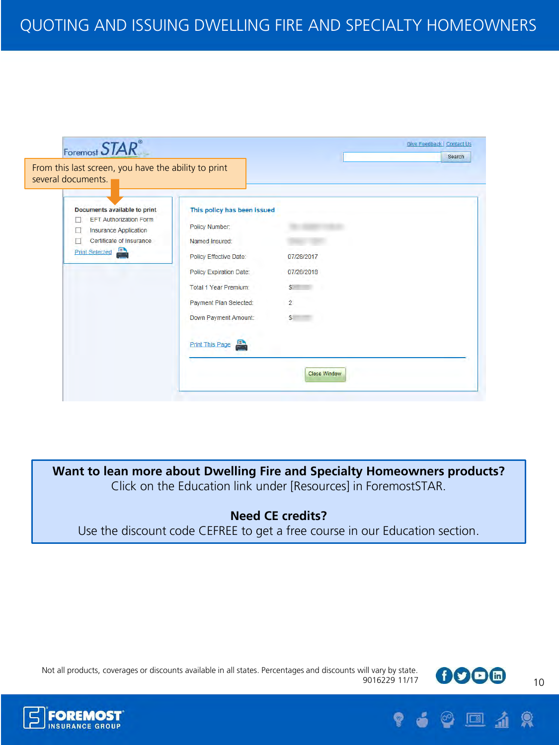From this last screen, you have the ability to print several documents.

Documents available to print

- EFT Authorization Form
- Insurance Application
- Certificate of Insurance

Print Selected

This policy has been issued

| | |
|---|---|
| Policy Number: | |
| Named Insured: | |
| Policy Effective Date: | 07/28/2017 |
| Policy Expiration Date: | 07/28/2018 |
| Total 1 Year Premium: | $ |
| Payment Plan Selected: | 2 |
| Down Payment Amount: | $ |

Print This Page

Close Window

**Want to lean more about Dwelling Fire and Specialty Homeowners products?**
Click on the Education link under [Resources] in ForemostSTAR.

**Need CE credits?**
Use the discount code CEFREE to get a free course in our Education section.

Not all products, coverages or discounts available in all states. Percentages and discounts will vary by state.
9016229 11/17